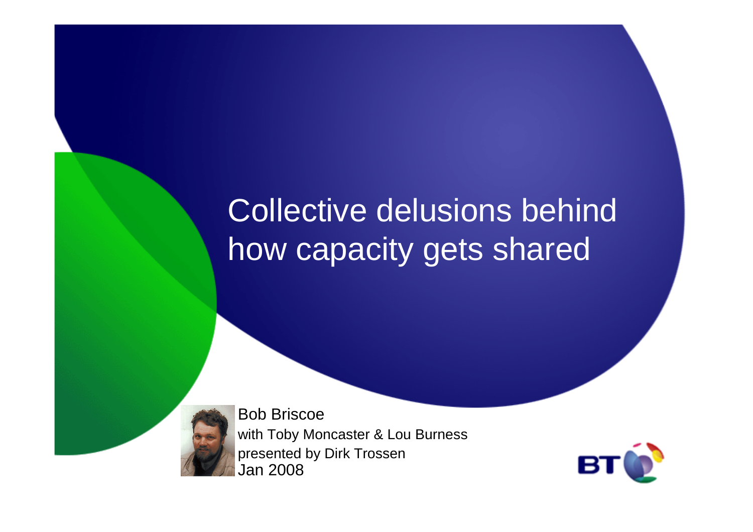# Collective delusions behind how capacity gets shared

Bob Briscoe
with Toby Moncaster & Lou Burness
presented by Dirk Trossen
Jan 2008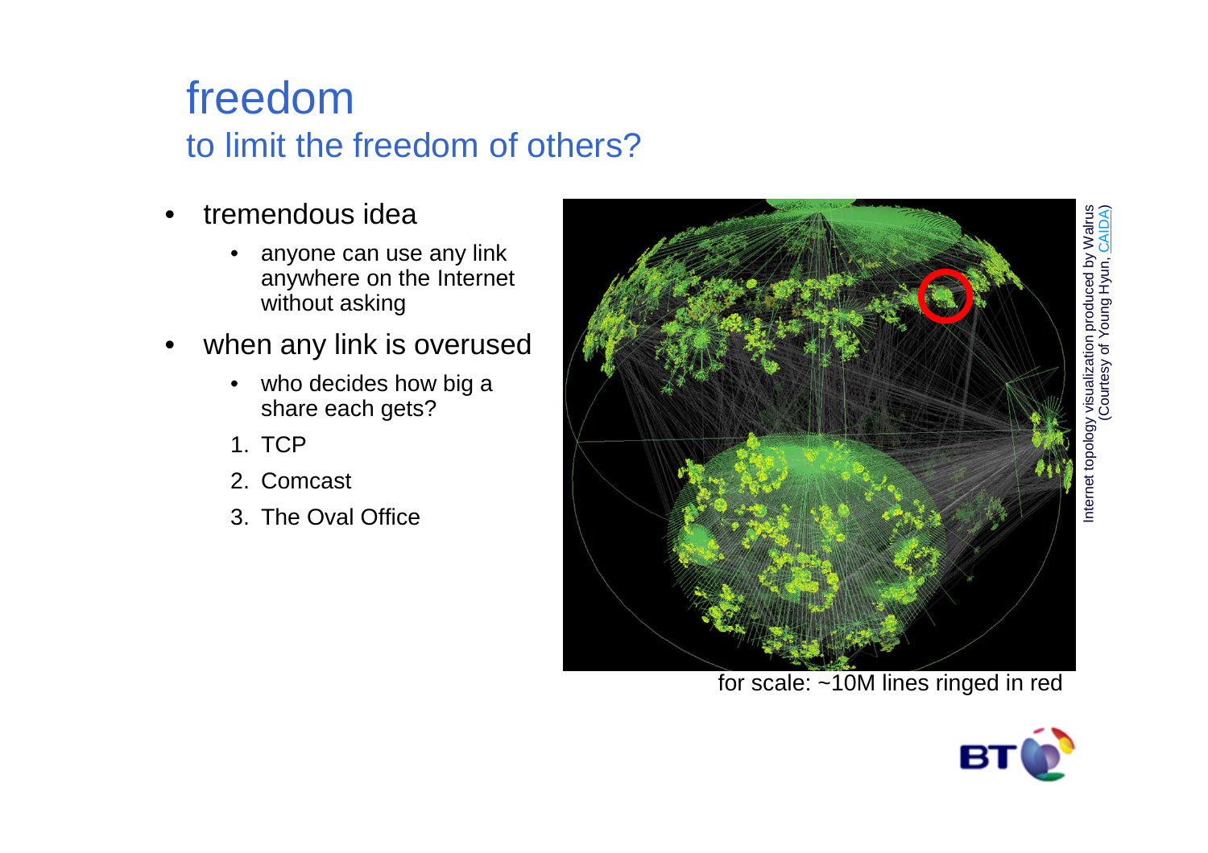# freedom

## to limit the freedom of others?

- tremendous idea
  - anyone can use any link anywhere on the Internet without asking
- when any link is overused
  - who decides how big a share each gets?

1. TCP
2. Comcast
3. The Oval Office

for scale: ~10M lines ringed in red

Internet topology visualization produced by Walrus (Courtesy of Young Hyun, CAIDA)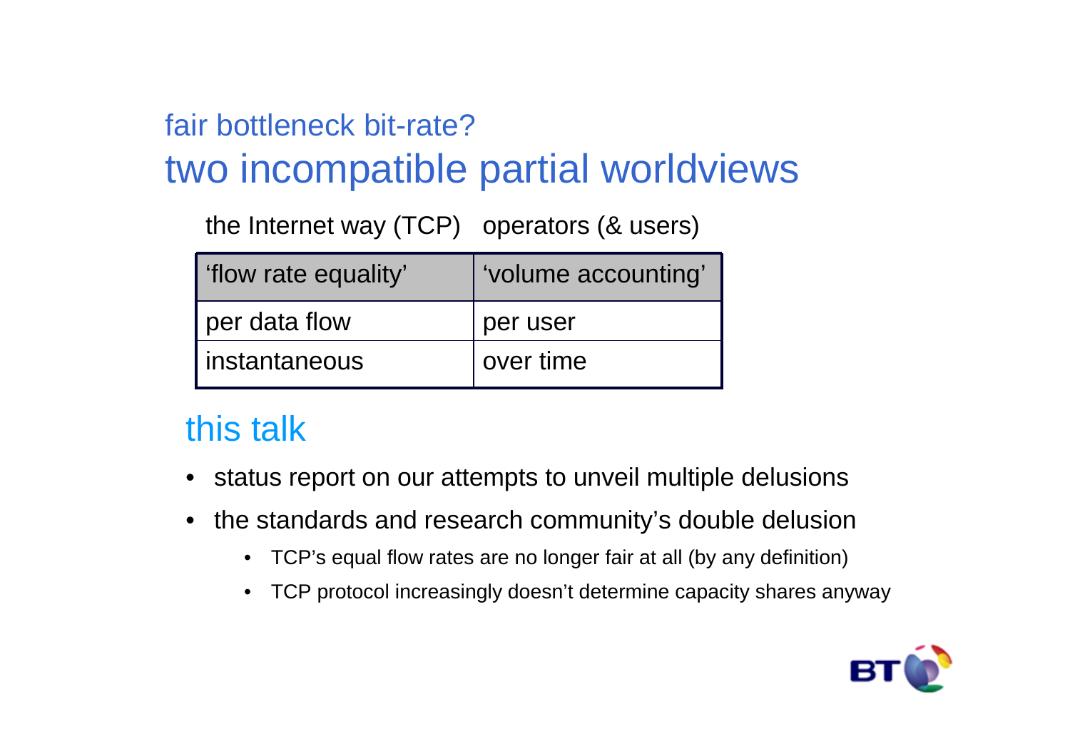# fair bottleneck bit-rate?
# two incompatible partial worldviews

| the Internet way (TCP) | operators (& users) |
| --- | --- |
| 'flow rate equality' | 'volume accounting' |
| per data flow | per user |
| instantaneous | over time |

## this talk

- status report on our attempts to unveil multiple delusions
- the standards and research community's double delusion
  - TCP's equal flow rates are no longer fair at all (by any definition)
  - TCP protocol increasingly doesn't determine capacity shares anyway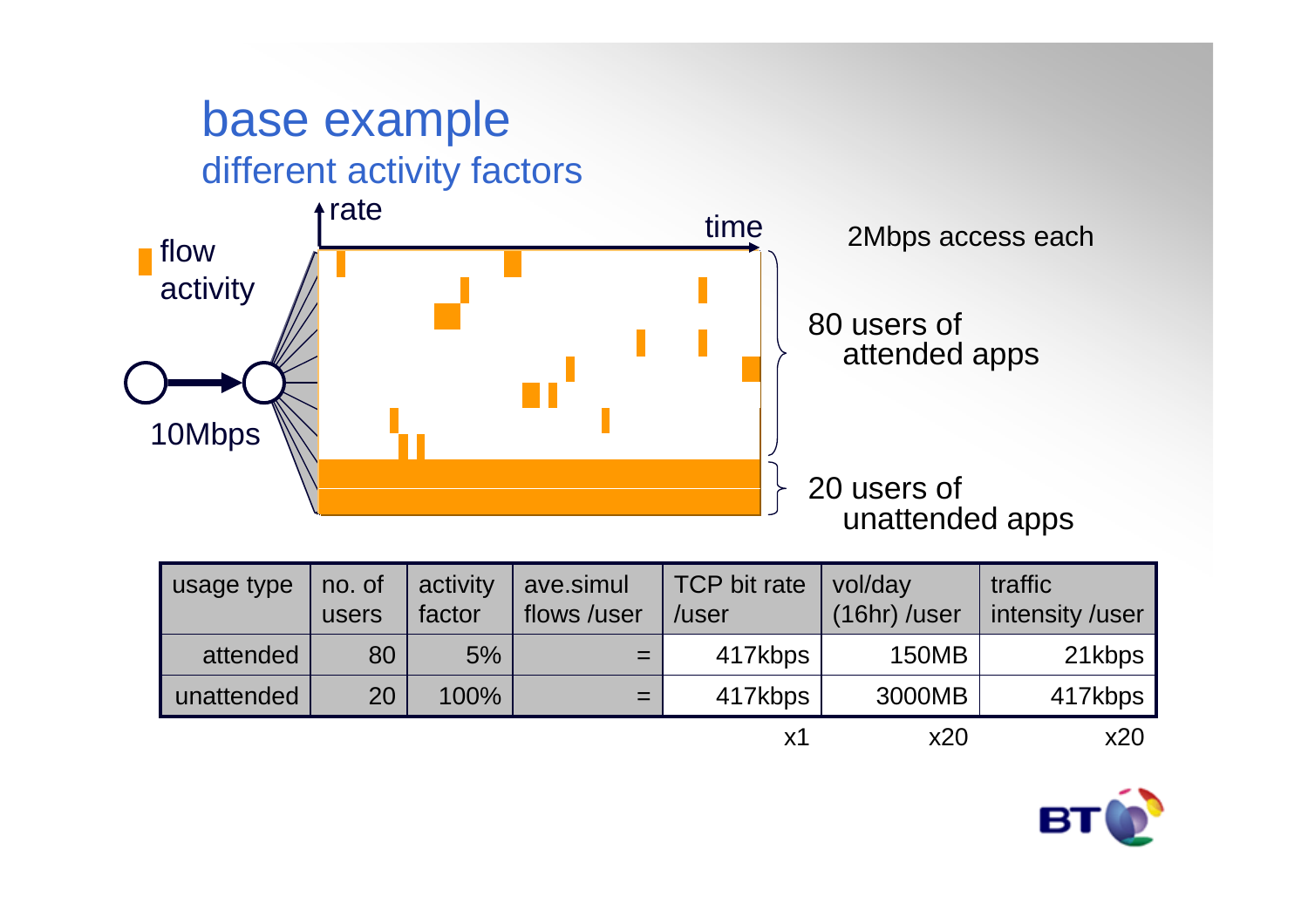# base example

## different activity factors

flow activity

rate

time

10Mbps

2Mbps access each

80 users of attended apps

20 users of unattended apps

| usage type | no. of users | activity factor | ave.simul flows /user | TCP bit rate /user | vol/day (16hr) /user | traffic intensity /user |
|---|---|---|---|---|---|---|
| attended | 80 | 5% | = | 417kbps | 150MB | 21kbps |
| unattended | 20 | 100% | = | 417kbps | 3000MB | 417kbps |
| | | | | x1 | x20 | x20 |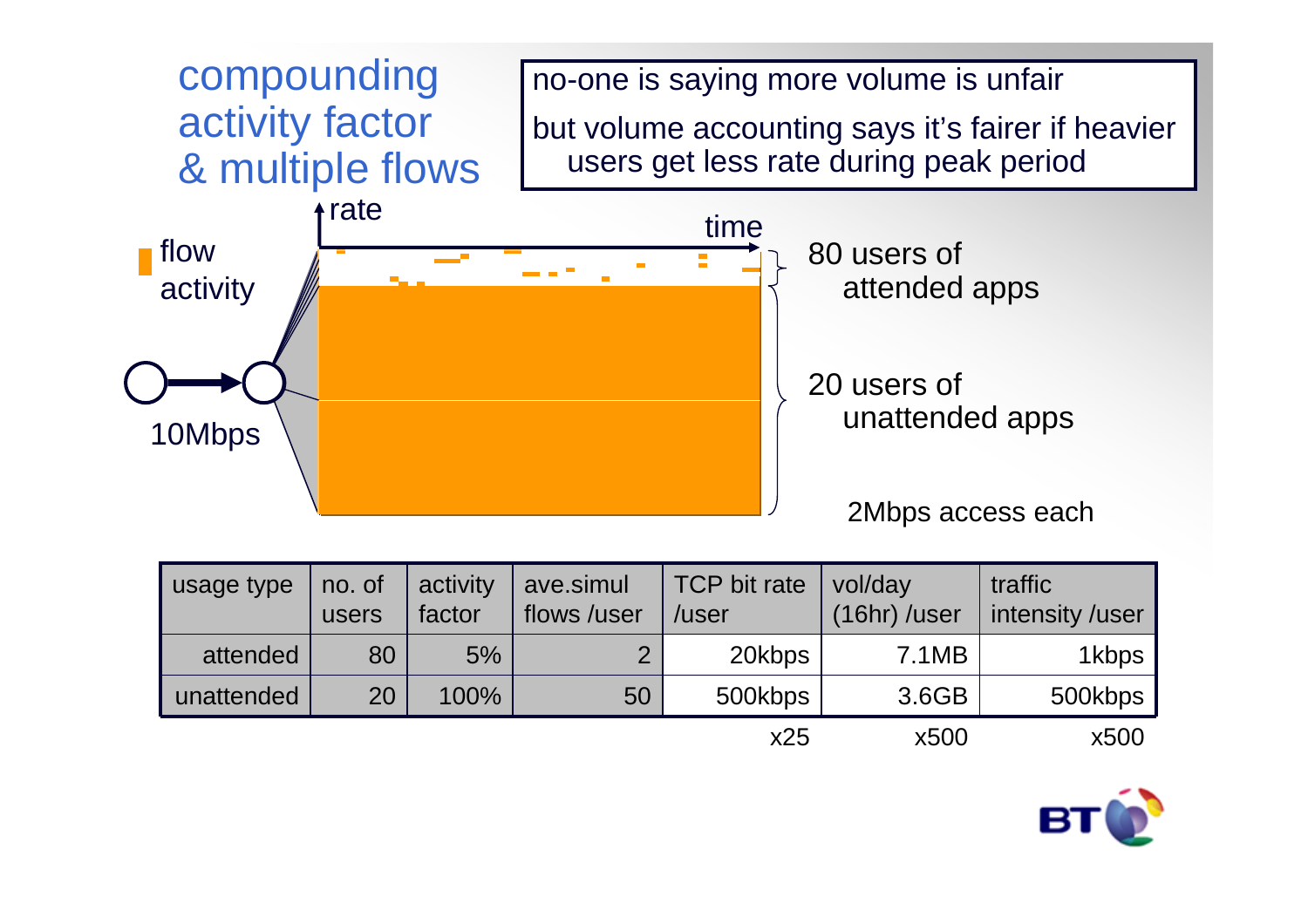# compounding activity factor & multiple flows

no-one is saying more volume is unfair

but volume accounting says it's fairer if heavier users get less rate during peak period

flow activity

rate

time

10Mbps

80 users of attended apps

20 users of unattended apps

2Mbps access each

| usage type | no. of users | activity factor | ave.simul flows /user | TCP bit rate /user | vol/day (16hr) /user | traffic intensity /user |
|---|---|---|---|---|---|---|
| attended | 80 | 5% | 2 | 20kbps | 7.1MB | 1kbps |
| unattended | 20 | 100% | 50 | 500kbps | 3.6GB | 500kbps |
| | | | | x25 | x500 | x500 |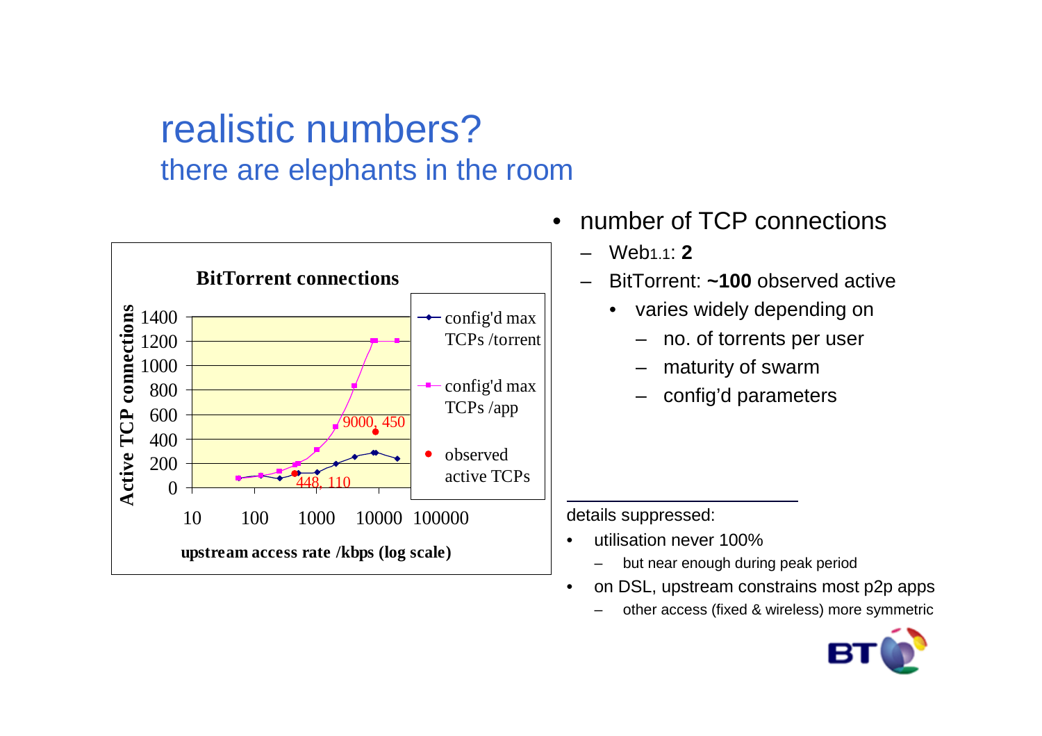# realistic numbers?

## there are elephants in the room

**BitTorrent connections**

- config'd max TCPs /torrent
- config'd max TCPs /app
- observed active TCPs

Active TCP connections (0–1400) vs. upstream access rate /kbps (log scale) (10–100000); observed points labelled "448, 110" and "9000, 450".

- number of TCP connections
  - Web1.1: **2**
  - BitTorrent: **~100** observed active
    - varies widely depending on
      - no. of torrents per user
      - maturity of swarm
      - config'd parameters

---

details suppressed:

- utilisation never 100%
  - but near enough during peak period
- on DSL, upstream constrains most p2p apps
  - other access (fixed & wireless) more symmetric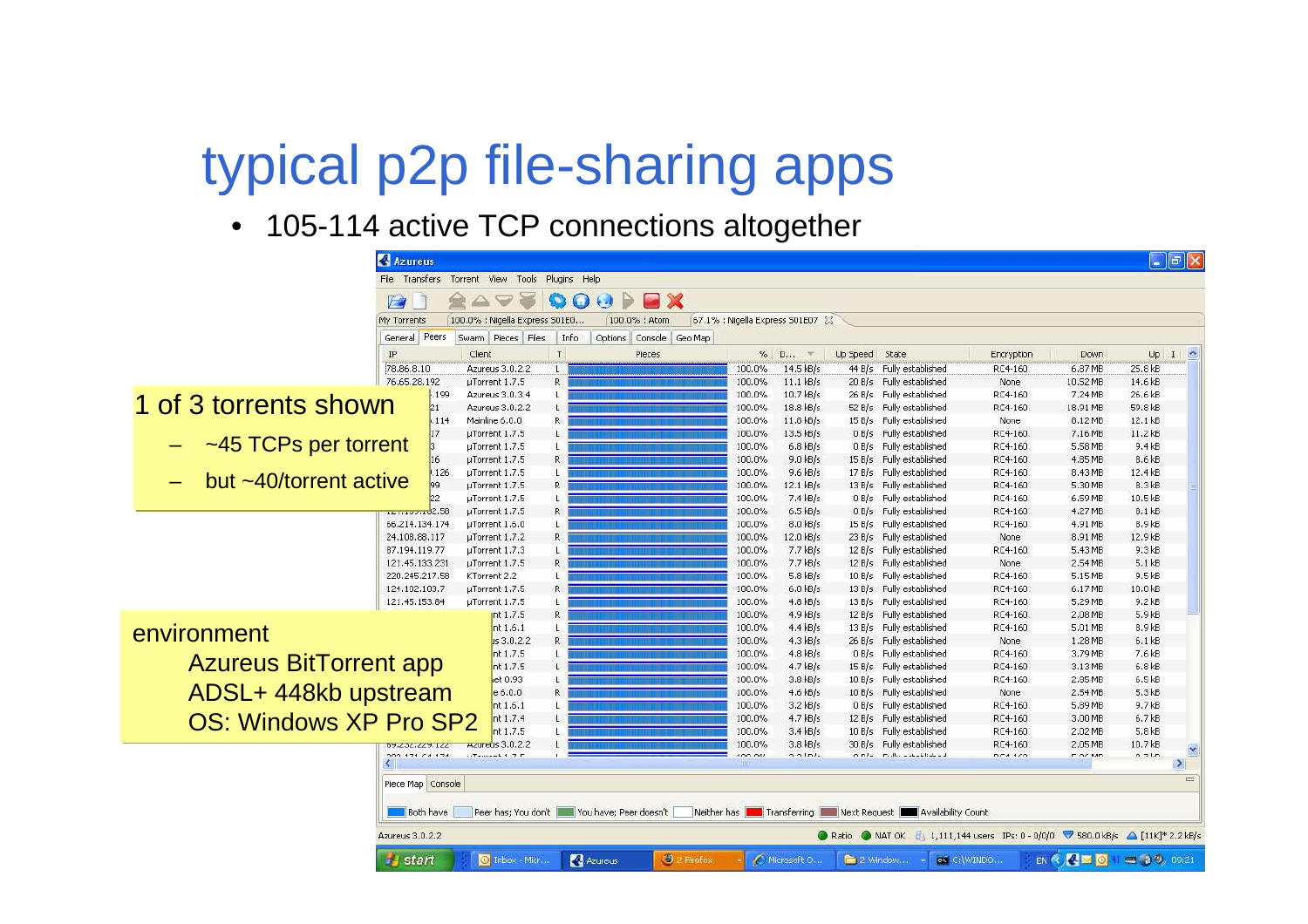# typical p2p file-sharing apps

- 105-114 active TCP connections altogether

1 of 3 torrents shown

- ~45 TCPs per torrent
- but ~40/torrent active

environment

Azureus BitTorrent app

ADSL+ 448kb upstream

OS: Windows XP Pro SP2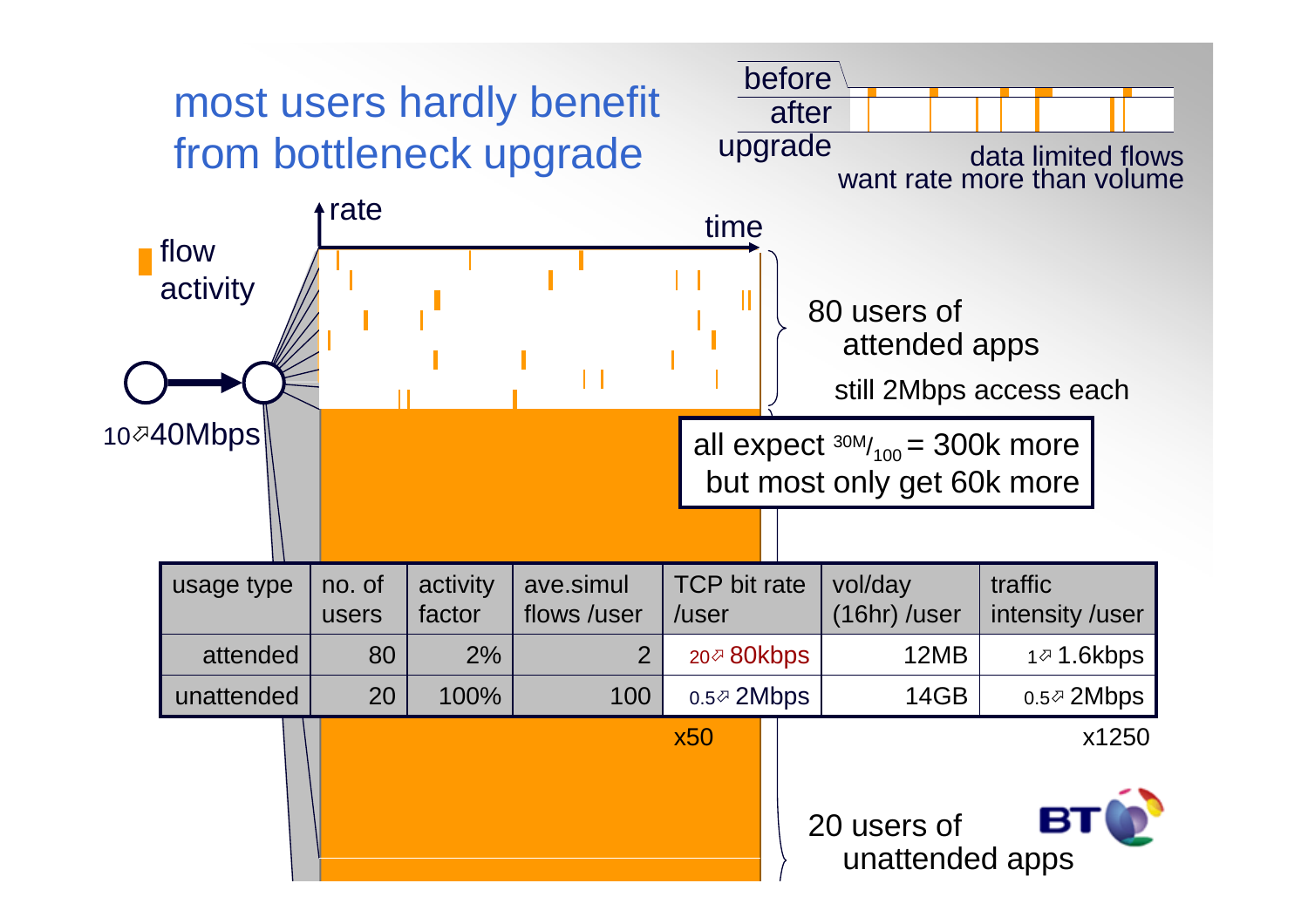# most users hardly benefit from bottleneck upgrade

before / after upgrade

data limited flows want rate more than volume

rate — time

flow activity

10↗40Mbps

80 users of attended apps

still 2Mbps access each

all expect $^{30M}/_{100}$ = 300k more
but most only get 60k more

| usage type | no. of users | activity factor | ave.simul flows /user | TCP bit rate /user | vol/day (16hr) /user | traffic intensity /user |
|---|---|---|---|---|---|---|
| attended | 80 | 2% | 2 | 20↗ 80kbps | 12MB | 1↗ 1.6kbps |
| unattended | 20 | 100% | 100 | 0.5↗ 2Mbps | 14GB | 0.5↗ 2Mbps |
| | | | | x50 | | x1250 |

20 users of unattended apps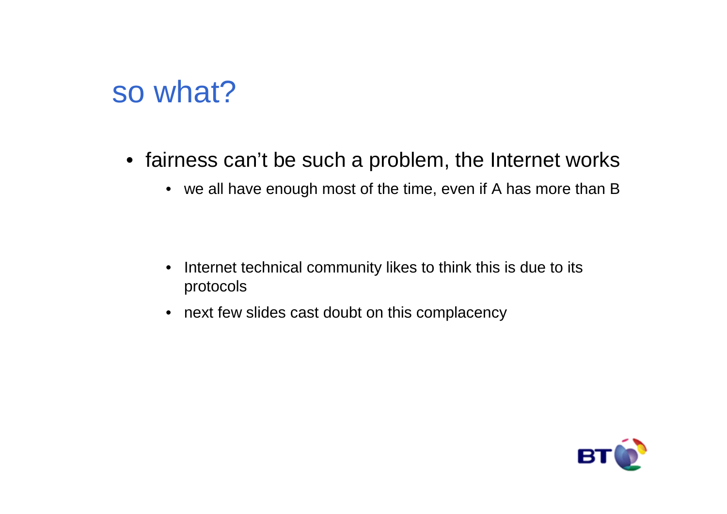# so what?

- fairness can't be such a problem, the Internet works
  - we all have enough most of the time, even if A has more than B

  - Internet technical community likes to think this is due to its protocols
  - next few slides cast doubt on this complacency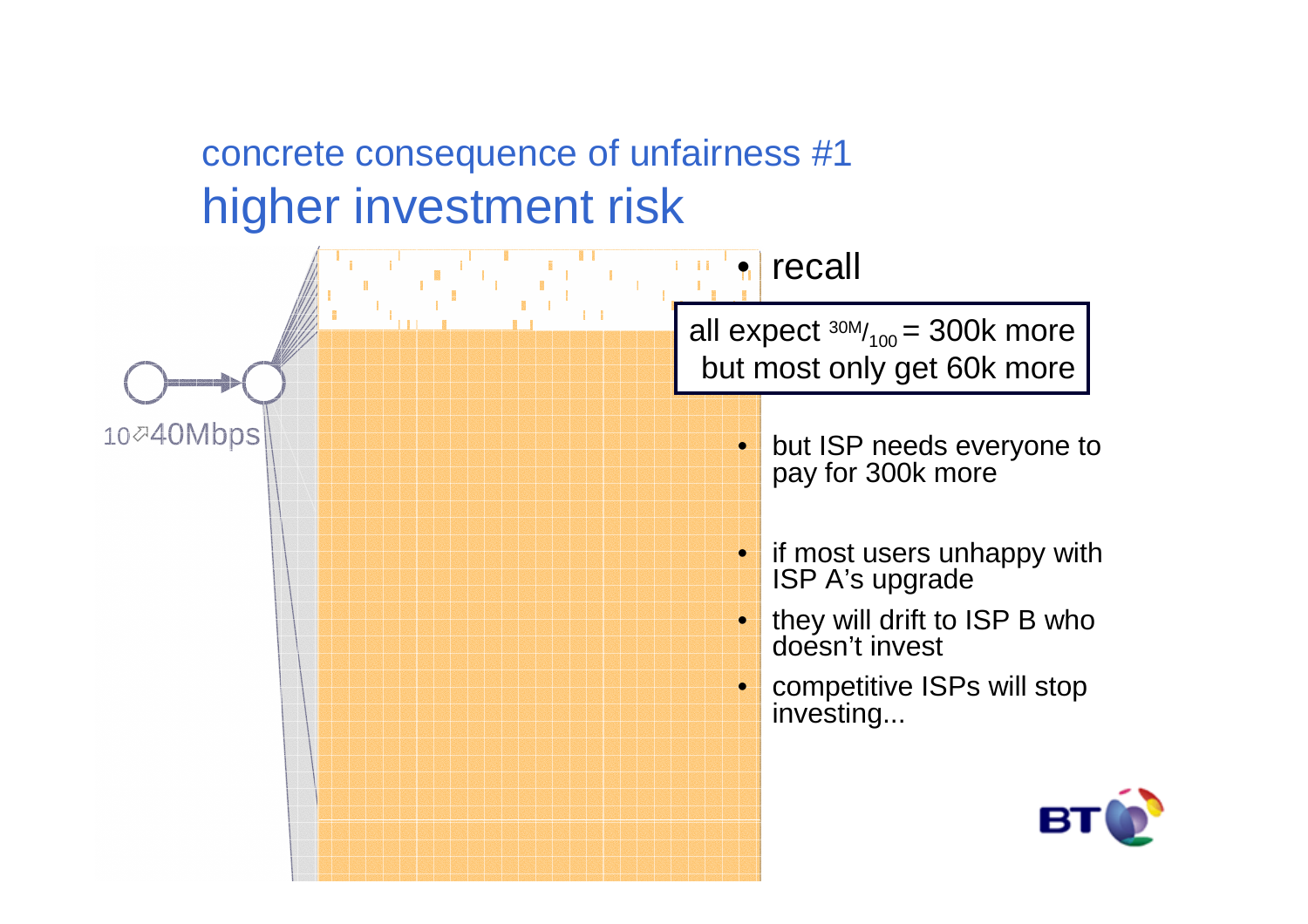## concrete consequence of unfairness #1

# higher investment risk

10⇗40Mbps

- recall

all expect $^{30M}/_{100}$ = 300k more
but most only get 60k more

- but ISP needs everyone to pay for 300k more
- if most users unhappy with ISP A's upgrade
- they will drift to ISP B who doesn't invest
- competitive ISPs will stop investing...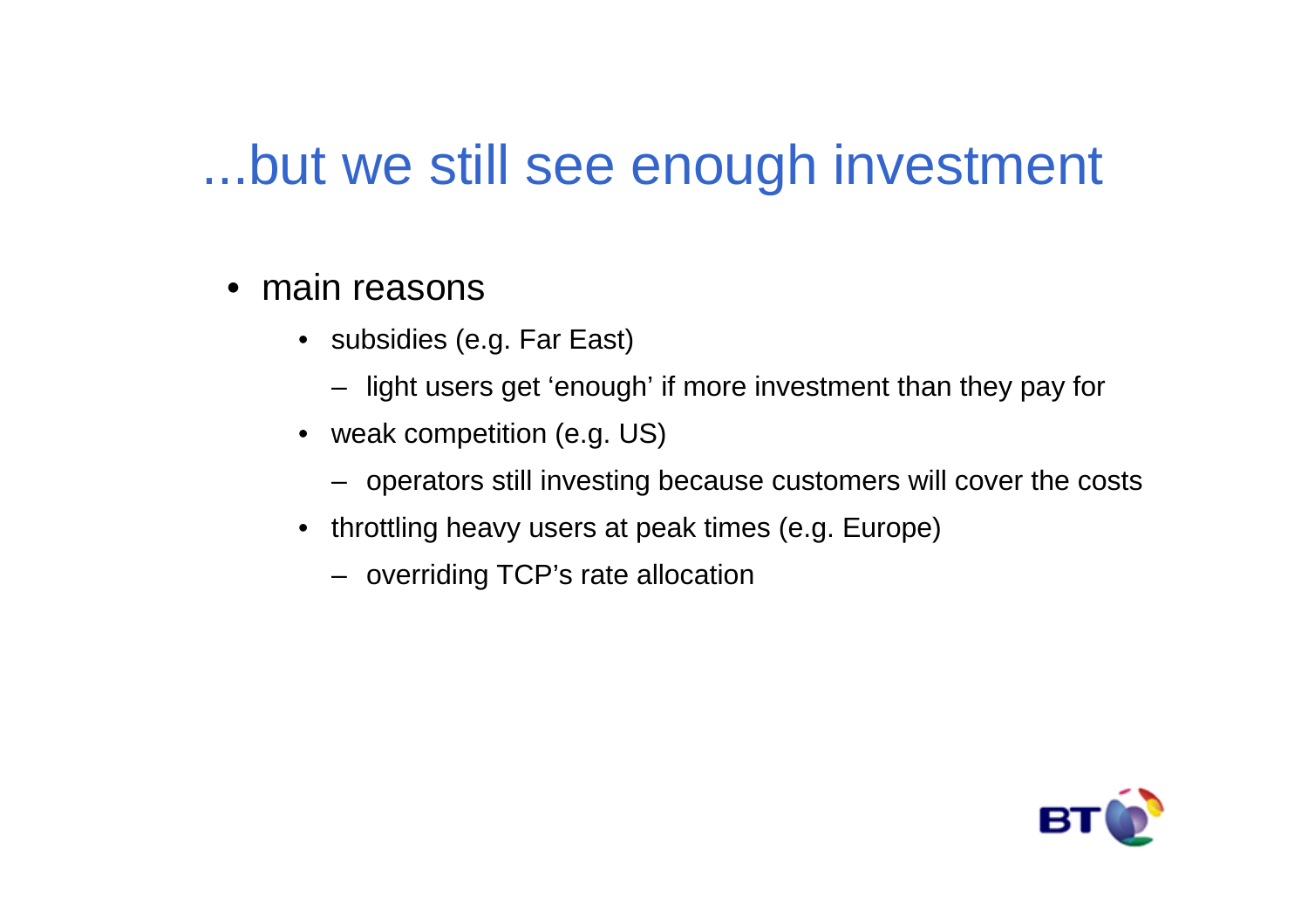# ...but we still see enough investment

- main reasons
  - subsidies (e.g. Far East)
    - light users get ‘enough’ if more investment than they pay for
  - weak competition (e.g. US)
    - operators still investing because customers will cover the costs
  - throttling heavy users at peak times (e.g. Europe)
    - overriding TCP’s rate allocation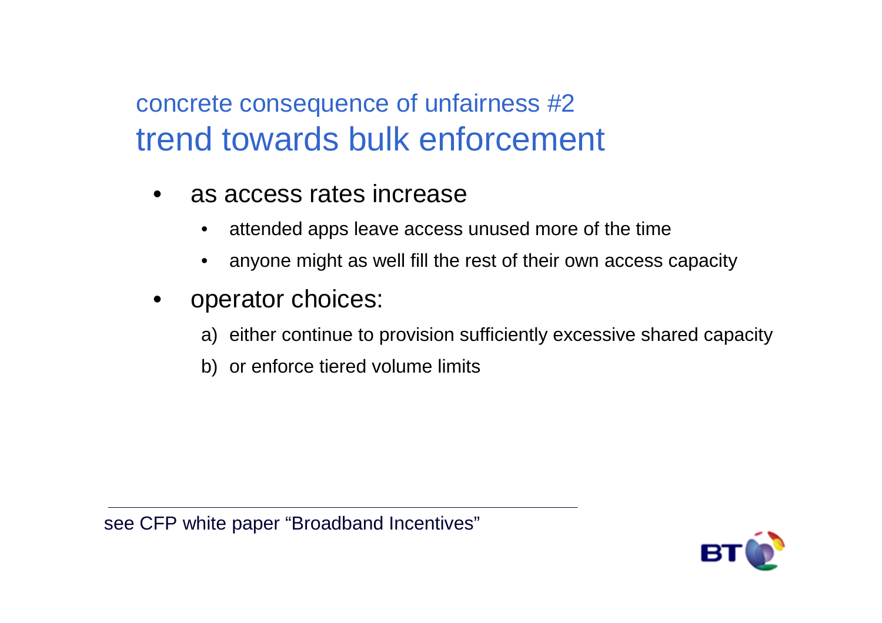concrete consequence of unfairness #2

# trend towards bulk enforcement

- as access rates increase
  - attended apps leave access unused more of the time
  - anyone might as well fill the rest of their own access capacity
- operator choices:
  a) either continue to provision sufficiently excessive shared capacity
  b) or enforce tiered volume limits

---

see CFP white paper "Broadband Incentives"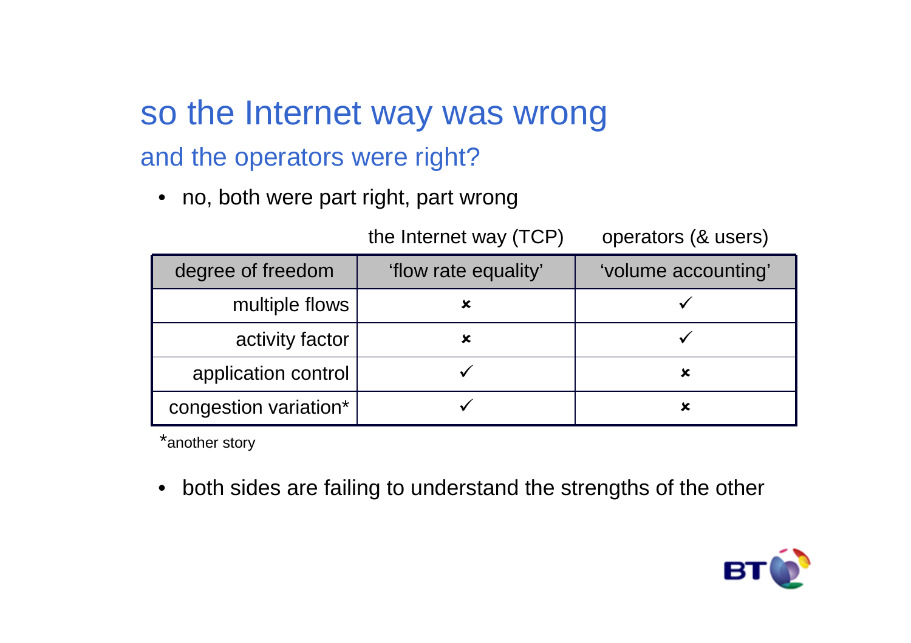# so the Internet way was wrong

## and the operators were right?

- no, both were part right, part wrong

| | the Internet way (TCP) | operators (& users) |
|---|---|---|
| degree of freedom | 'flow rate equality' | 'volume accounting' |
| multiple flows | ✗ | ✓ |
| activity factor | ✗ | ✓ |
| application control | ✓ | ✗ |
| congestion variation* | ✓ | ✗ |

*another story

- both sides are failing to understand the strengths of the other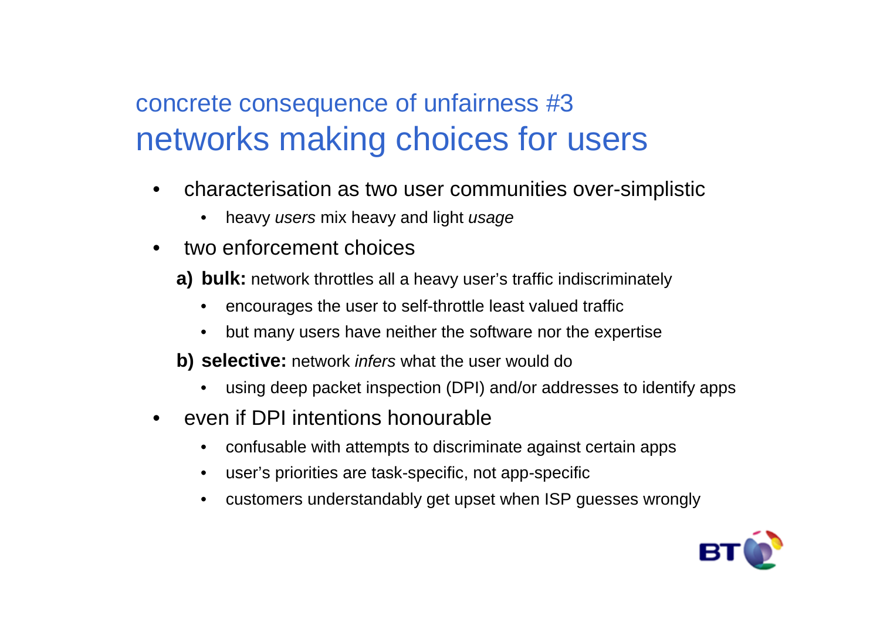## concrete consequence of unfairness #3

# networks making choices for users

- characterisation as two user communities over-simplistic
  - heavy *users* mix heavy and light *usage*
- two enforcement choices

  **a) bulk:** network throttles all a heavy user's traffic indiscriminately
  - encourages the user to self-throttle least valued traffic
  - but many users have neither the software nor the expertise

  **b) selective:** network *infers* what the user would do
  - using deep packet inspection (DPI) and/or addresses to identify apps
- even if DPI intentions honourable
  - confusable with attempts to discriminate against certain apps
  - user's priorities are task-specific, not app-specific
  - customers understandably get upset when ISP guesses wrongly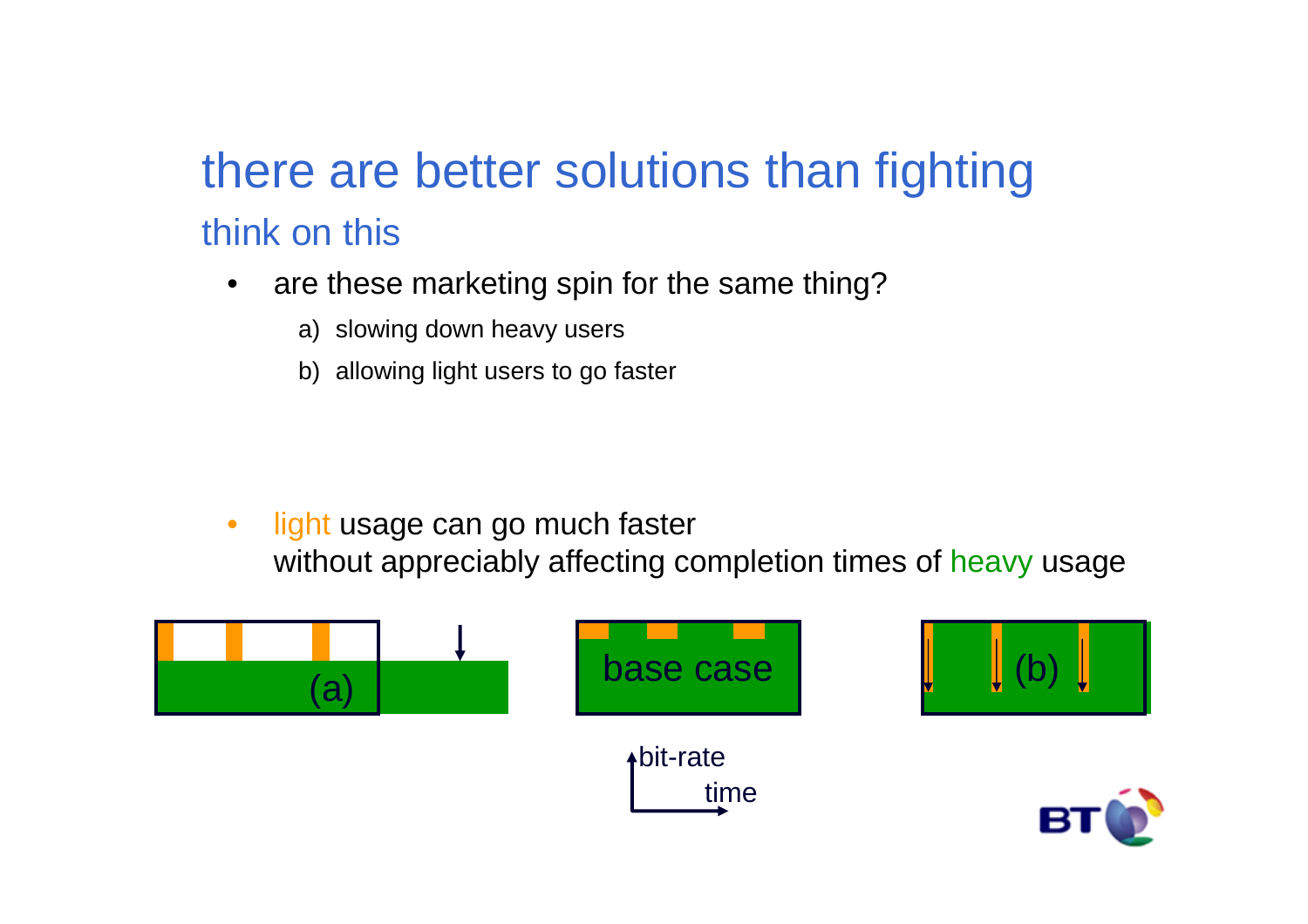# there are better solutions than fighting

## think on this

- are these marketing spin for the same thing?
  a) slowing down heavy users
  b) allowing light users to go faster

- light usage can go much faster
  without appreciably affecting completion times of heavy usage

(a)

base case

(b)

bit-rate

time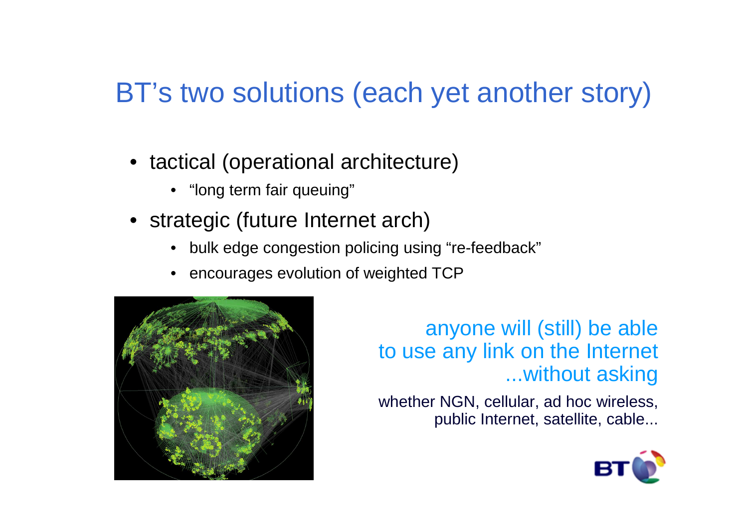# BT's two solutions (each yet another story)

- tactical (operational architecture)
  - "long term fair queuing"
- strategic (future Internet arch)
  - bulk edge congestion policing using "re-feedback"
  - encourages evolution of weighted TCP

anyone will (still) be able to use any link on the Internet ...without asking

whether NGN, cellular, ad hoc wireless, public Internet, satellite, cable...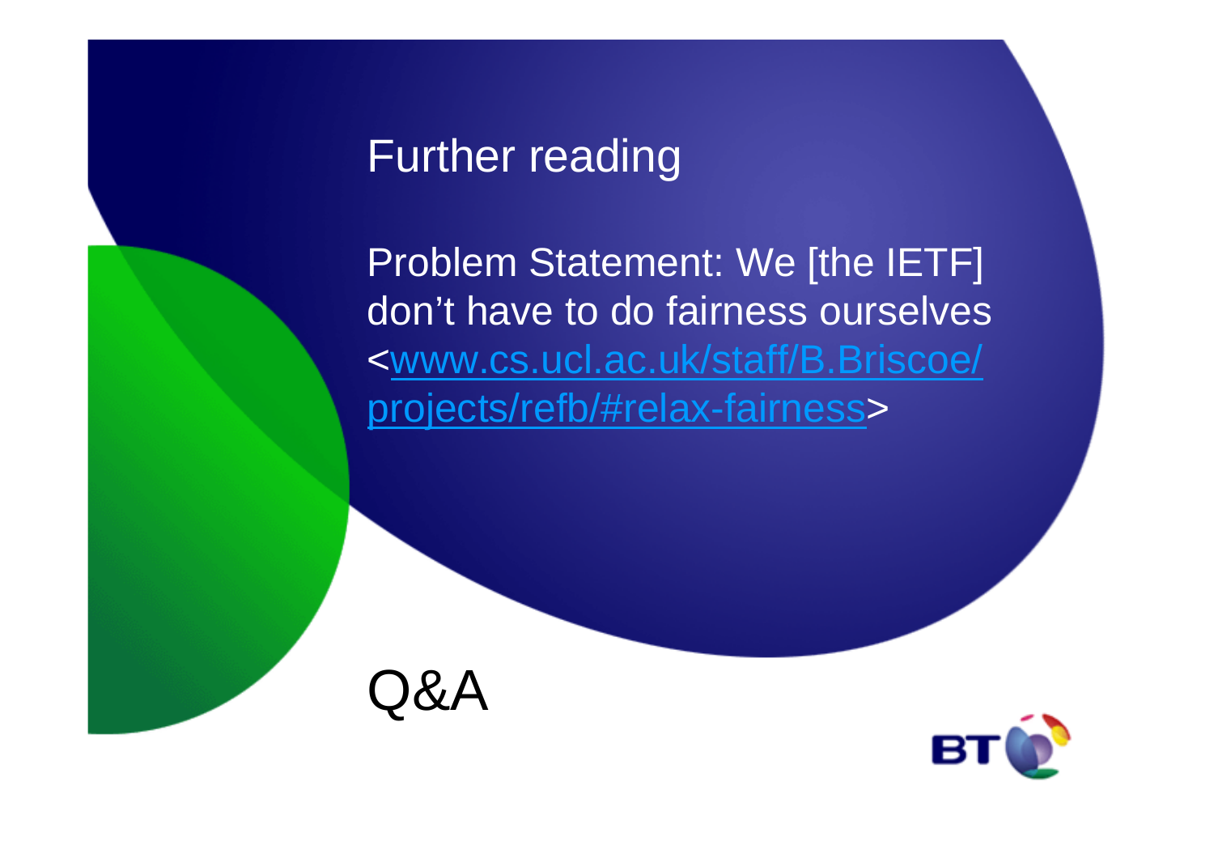# Further reading

Problem Statement: We [the IETF] don’t have to do fairness ourselves <[www.cs.ucl.ac.uk/staff/B.Briscoe/projects/refb/#relax-fairness](http://www.cs.ucl.ac.uk/staff/B.Briscoe/projects/refb/#relax-fairness)>

# Q&A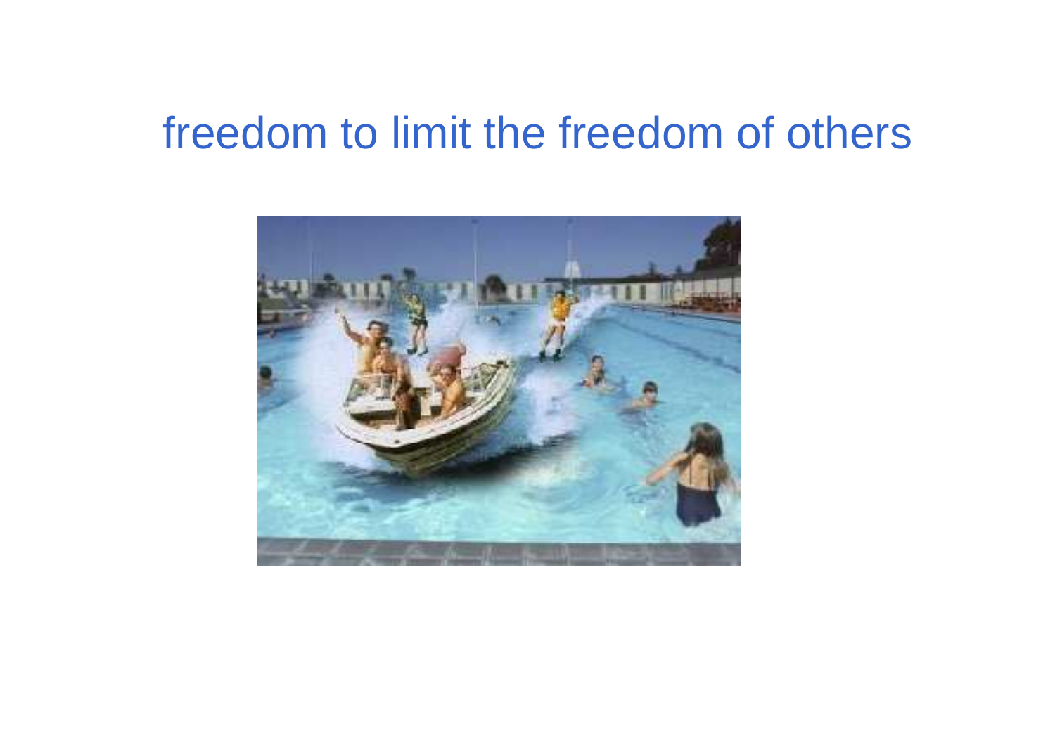freedom to limit the freedom of others